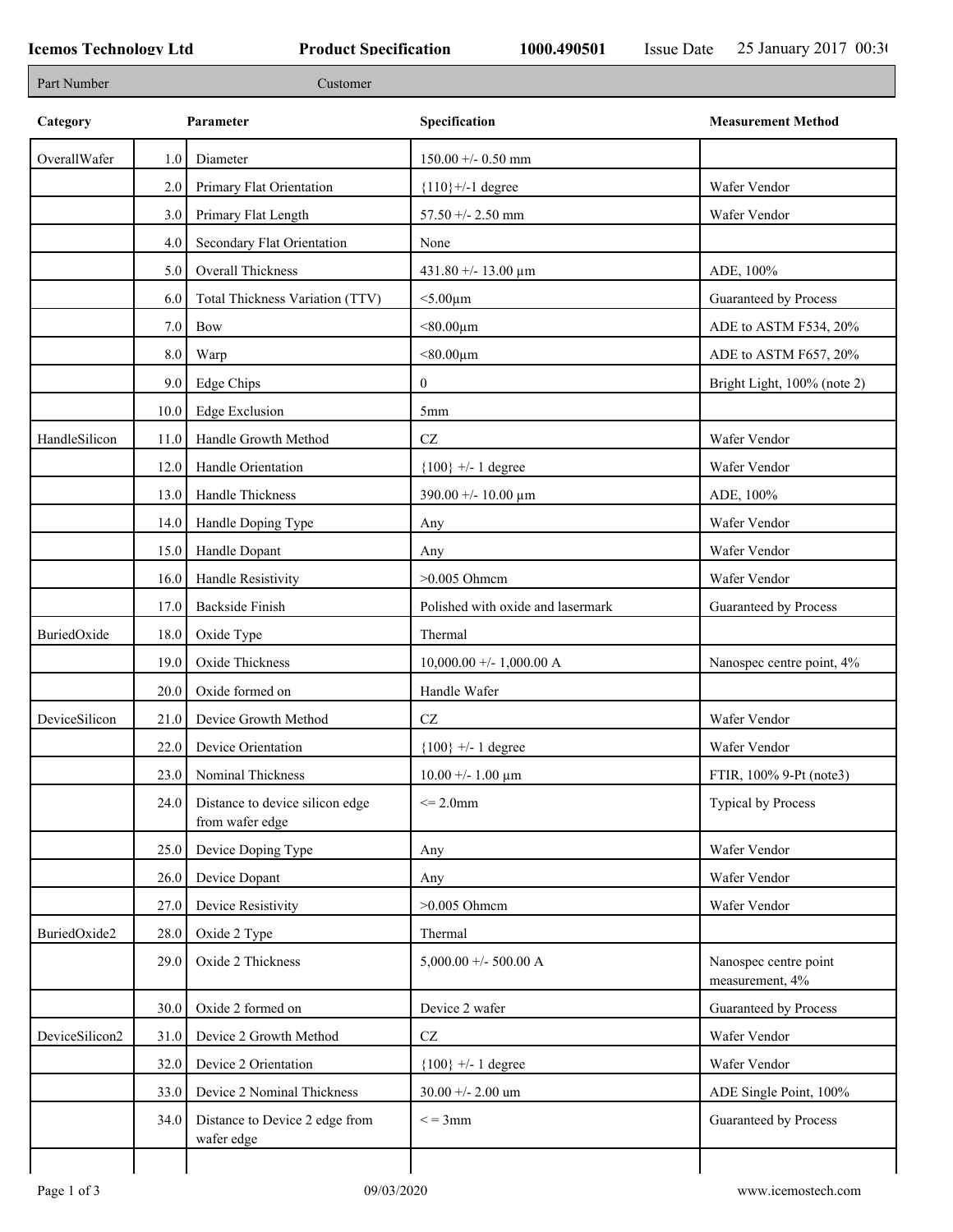**Icemos Technology Ltd** **Product Specification** **1000.490501** Issue Date 25 January 2017 00:30

| Part Number | Customer |
|---|---|

| Category | | Parameter | Specification | Measurement Method |
|---|---|---|---|---|
| OverallWafer | 1.0 | Diameter | 150.00 +/- 0.50 mm | |
| | 2.0 | Primary Flat Orientation | {110}+/-1 degree | Wafer Vendor |
| | 3.0 | Primary Flat Length | 57.50 +/- 2.50 mm | Wafer Vendor |
| | 4.0 | Secondary Flat Orientation | None | |
| | 5.0 | Overall Thickness | 431.80 +/- 13.00 µm | ADE, 100% |
| | 6.0 | Total Thickness Variation (TTV) | <5.00µm | Guaranteed by Process |
| | 7.0 | Bow | <80.00µm | ADE to ASTM F534, 20% |
| | 8.0 | Warp | <80.00µm | ADE to ASTM F657, 20% |
| | 9.0 | Edge Chips | 0 | Bright Light, 100% (note 2) |
| | 10.0 | Edge Exclusion | 5mm | |
| HandleSilicon | 11.0 | Handle Growth Method | CZ | Wafer Vendor |
| | 12.0 | Handle Orientation | {100} +/- 1 degree | Wafer Vendor |
| | 13.0 | Handle Thickness | 390.00 +/- 10.00 µm | ADE, 100% |
| | 14.0 | Handle Doping Type | Any | Wafer Vendor |
| | 15.0 | Handle Dopant | Any | Wafer Vendor |
| | 16.0 | Handle Resistivity | >0.005 Ohmcm | Wafer Vendor |
| | 17.0 | Backside Finish | Polished with oxide and lasermark | Guaranteed by Process |
| BuriedOxide | 18.0 | Oxide Type | Thermal | |
| | 19.0 | Oxide Thickness | 10,000.00 +/- 1,000.00 A | Nanospec centre point, 4% |
| | 20.0 | Oxide formed on | Handle Wafer | |
| DeviceSilicon | 21.0 | Device Growth Method | CZ | Wafer Vendor |
| | 22.0 | Device Orientation | {100} +/- 1 degree | Wafer Vendor |
| | 23.0 | Nominal Thickness | 10.00 +/- 1.00 µm | FTIR, 100% 9-Pt (note3) |
| | 24.0 | Distance to device silicon edge from wafer edge | <= 2.0mm | Typical by Process |
| | 25.0 | Device Doping Type | Any | Wafer Vendor |
| | 26.0 | Device Dopant | Any | Wafer Vendor |
| | 27.0 | Device Resistivity | >0.005 Ohmcm | Wafer Vendor |
| BuriedOxide2 | 28.0 | Oxide 2 Type | Thermal | |
| | 29.0 | Oxide 2 Thickness | 5,000.00 +/- 500.00 A | Nanospec centre point measurement, 4% |
| | 30.0 | Oxide 2 formed on | Device 2 wafer | Guaranteed by Process |
| DeviceSilicon2 | 31.0 | Device 2 Growth Method | CZ | Wafer Vendor |
| | 32.0 | Device 2 Orientation | {100} +/- 1 degree | Wafer Vendor |
| | 33.0 | Device 2 Nominal Thickness | 30.00 +/- 2.00 um | ADE Single Point, 100% |
| | 34.0 | Distance to Device 2 edge from wafer edge | < = 3mm | Guaranteed by Process |

09/03/2020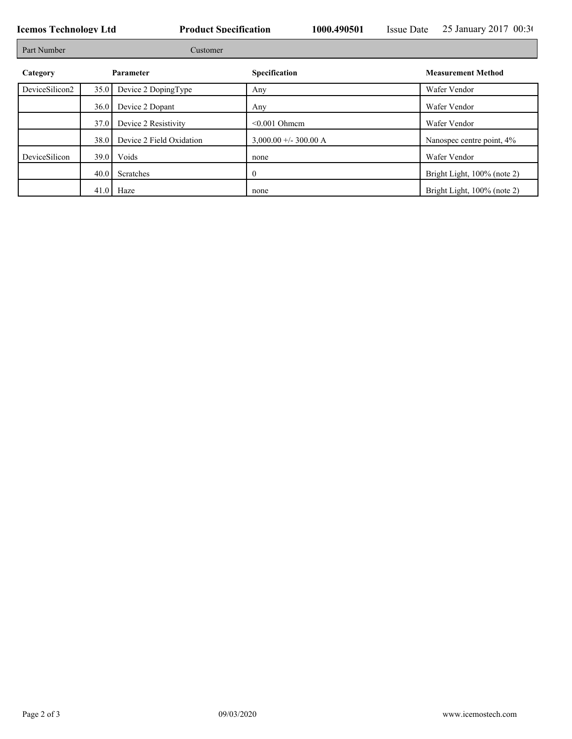| Part Number | Customer |
|---|---|

| Category | Parameter | | Specification | Measurement Method |
|---|---|---|---|---|
| DeviceSilicon2 | 35.0 | Device 2 DopingType | Any | Wafer Vendor |
| | 36.0 | Device 2 Dopant | Any | Wafer Vendor |
| | 37.0 | Device 2 Resistivity | <0.001 Ohmcm | Wafer Vendor |
| | 38.0 | Device 2 Field Oxidation | 3,000.00 +/- 300.00 A | Nanospec centre point, 4% |
| DeviceSilicon | 39.0 | Voids | none | Wafer Vendor |
| | 40.0 | Scratches | 0 | Bright Light, 100% (note 2) |
| | 41.0 | Haze | none | Bright Light, 100% (note 2) |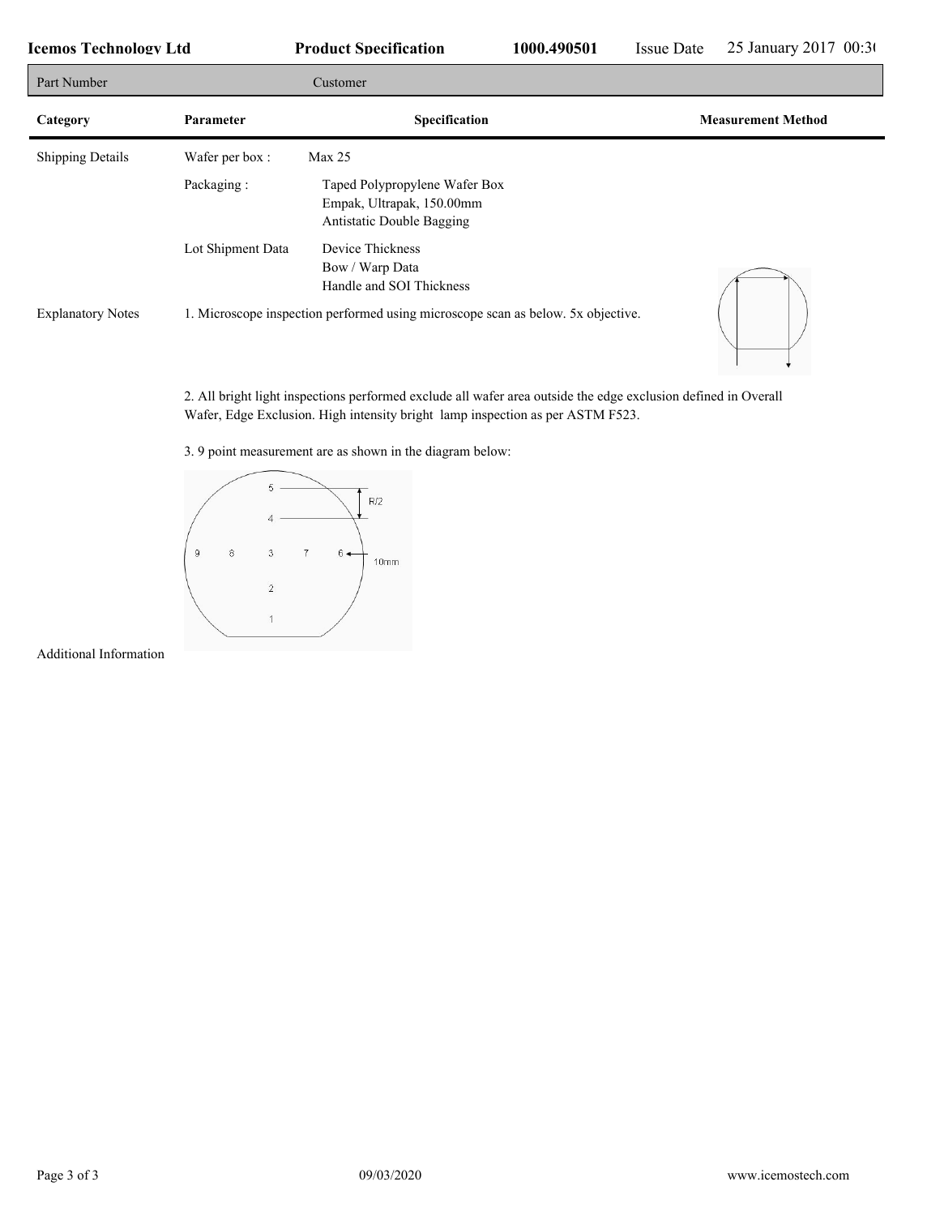| Part Number | | Customer | |
|---|---|---|---|
| **Category** | **Parameter** | **Specification** | **Measurement Method** |
| Shipping Details | Wafer per box : | Max 25 | |
| | Packaging : | Taped Polypropylene Wafer Box<br>Empak, Ultrapak, 150.00mm<br>Antistatic Double Bagging | |
| | Lot Shipment Data | Device Thickness<br>Bow / Warp Data<br>Handle and SOI Thickness | |
| Explanatory Notes | 1. Microscope inspection performed using microscope scan as below. 5x objective. | | |

2. All bright light inspections performed exclude all wafer area outside the edge exclusion defined in Overall Wafer, Edge Exclusion. High intensity bright lamp inspection as per ASTM F523.

3. 9 point measurement are as shown in the diagram below:

5
4
R/2
9 8 3 7 6
10mm
2
1

Additional Information